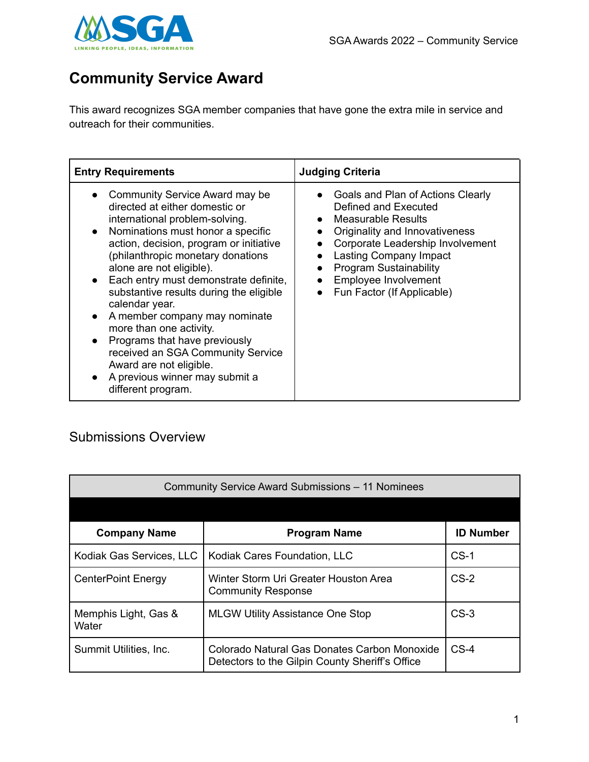# Community Service Award

This award recognizes SGA member companies that have gone the extra mile in service and outreach for their communities.

| Entry Requirements | Judging Criteria |
| --- | --- |
| • Community Service Award may be directed at either domestic or international problem-solving.<br>• Nominations must honor a specific action, decision, program or initiative (philanthropic monetary donations alone are not eligible).<br>• Each entry must demonstrate definite, substantive results during the eligible calendar year.<br>• A member company may nominate more than one activity.<br>• Programs that have previously received an SGA Community Service Award are not eligible.<br>• A previous winner may submit a different program. | • Goals and Plan of Actions Clearly Defined and Executed<br>• Measurable Results<br>• Originality and Innovativeness<br>• Corporate Leadership Involvement<br>• Lasting Company Impact<br>• Program Sustainability<br>• Employee Involvement<br>• Fun Factor (If Applicable) |

## Submissions Overview

| Community Service Award Submissions – 11 Nominees | | |
| --- | --- | --- |
| **Company Name** | **Program Name** | **ID Number** |
| Kodiak Gas Services, LLC | Kodiak Cares Foundation, LLC | CS-1 |
| CenterPoint Energy | Winter Storm Uri Greater Houston Area Community Response | CS-2 |
| Memphis Light, Gas & Water | MLGW Utility Assistance One Stop | CS-3 |
| Summit Utilities, Inc. | Colorado Natural Gas Donates Carbon Monoxide Detectors to the Gilpin County Sheriff's Office | CS-4 |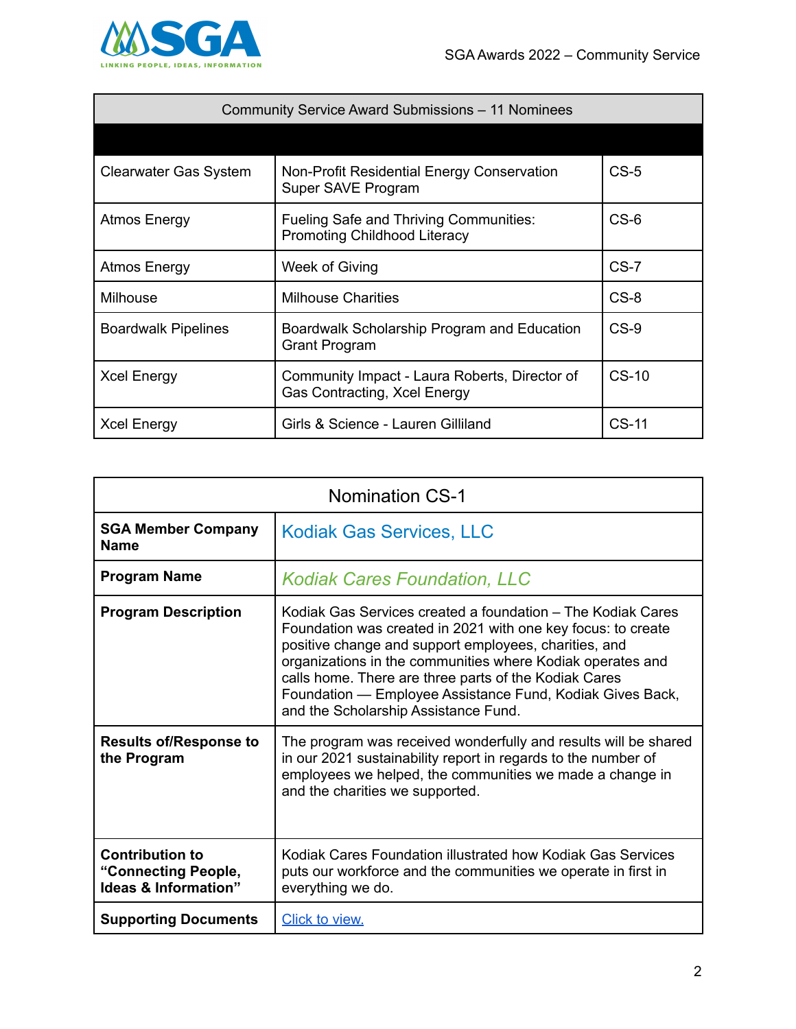| Community Service Award Submissions – 11 Nominees | | |
|---|---|---|
| | | |
| Clearwater Gas System | Non-Profit Residential Energy Conservation Super SAVE Program | CS-5 |
| Atmos Energy | Fueling Safe and Thriving Communities: Promoting Childhood Literacy | CS-6 |
| Atmos Energy | Week of Giving | CS-7 |
| Milhouse | Milhouse Charities | CS-8 |
| Boardwalk Pipelines | Boardwalk Scholarship Program and Education Grant Program | CS-9 |
| Xcel Energy | Community Impact - Laura Roberts, Director of Gas Contracting, Xcel Energy | CS-10 |
| Xcel Energy | Girls & Science - Lauren Gilliland | CS-11 |

| Nomination CS-1 | |
|---|---|
| **SGA Member Company Name** | Kodiak Gas Services, LLC |
| **Program Name** | *Kodiak Cares Foundation, LLC* |
| **Program Description** | Kodiak Gas Services created a foundation – The Kodiak Cares Foundation was created in 2021 with one key focus: to create positive change and support employees, charities, and organizations in the communities where Kodiak operates and calls home. There are three parts of the Kodiak Cares Foundation — Employee Assistance Fund, Kodiak Gives Back, and the Scholarship Assistance Fund. |
| **Results of/Response to the Program** | The program was received wonderfully and results will be shared in our 2021 sustainability report in regards to the number of employees we helped, the communities we made a change in and the charities we supported. |
| **Contribution to "Connecting People, Ideas & Information"** | Kodiak Cares Foundation illustrated how Kodiak Gas Services puts our workforce and the communities we operate in first in everything we do. |
| **Supporting Documents** | Click to view. |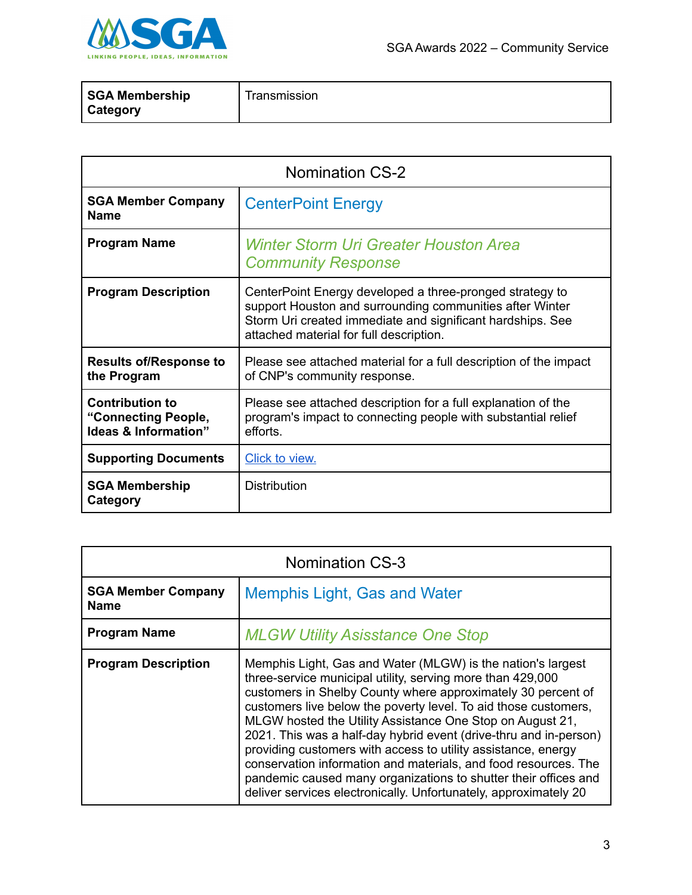| SGA Membership Category | Transmission |
|---|---|

| Nomination CS-2 | |
|---|---|
| **SGA Member Company Name** | CenterPoint Energy |
| **Program Name** | *Winter Storm Uri Greater Houston Area Community Response* |
| **Program Description** | CenterPoint Energy developed a three-pronged strategy to support Houston and surrounding communities after Winter Storm Uri created immediate and significant hardships. See attached material for full description. |
| **Results of/Response to the Program** | Please see attached material for a full description of the impact of CNP's community response. |
| **Contribution to "Connecting People, Ideas & Information"** | Please see attached description for a full explanation of the program's impact to connecting people with substantial relief efforts. |
| **Supporting Documents** | Click to view. |
| **SGA Membership Category** | Distribution |

| Nomination CS-3 | |
|---|---|
| **SGA Member Company Name** | Memphis Light, Gas and Water |
| **Program Name** | *MLGW Utility Asisstance One Stop* |
| **Program Description** | Memphis Light, Gas and Water (MLGW) is the nation's largest three-service municipal utility, serving more than 429,000 customers in Shelby County where approximately 30 percent of customers live below the poverty level. To aid those customers, MLGW hosted the Utility Assistance One Stop on August 21, 2021. This was a half-day hybrid event (drive-thru and in-person) providing customers with access to utility assistance, energy conservation information and materials, and food resources. The pandemic caused many organizations to shutter their offices and deliver services electronically. Unfortunately, approximately 20 |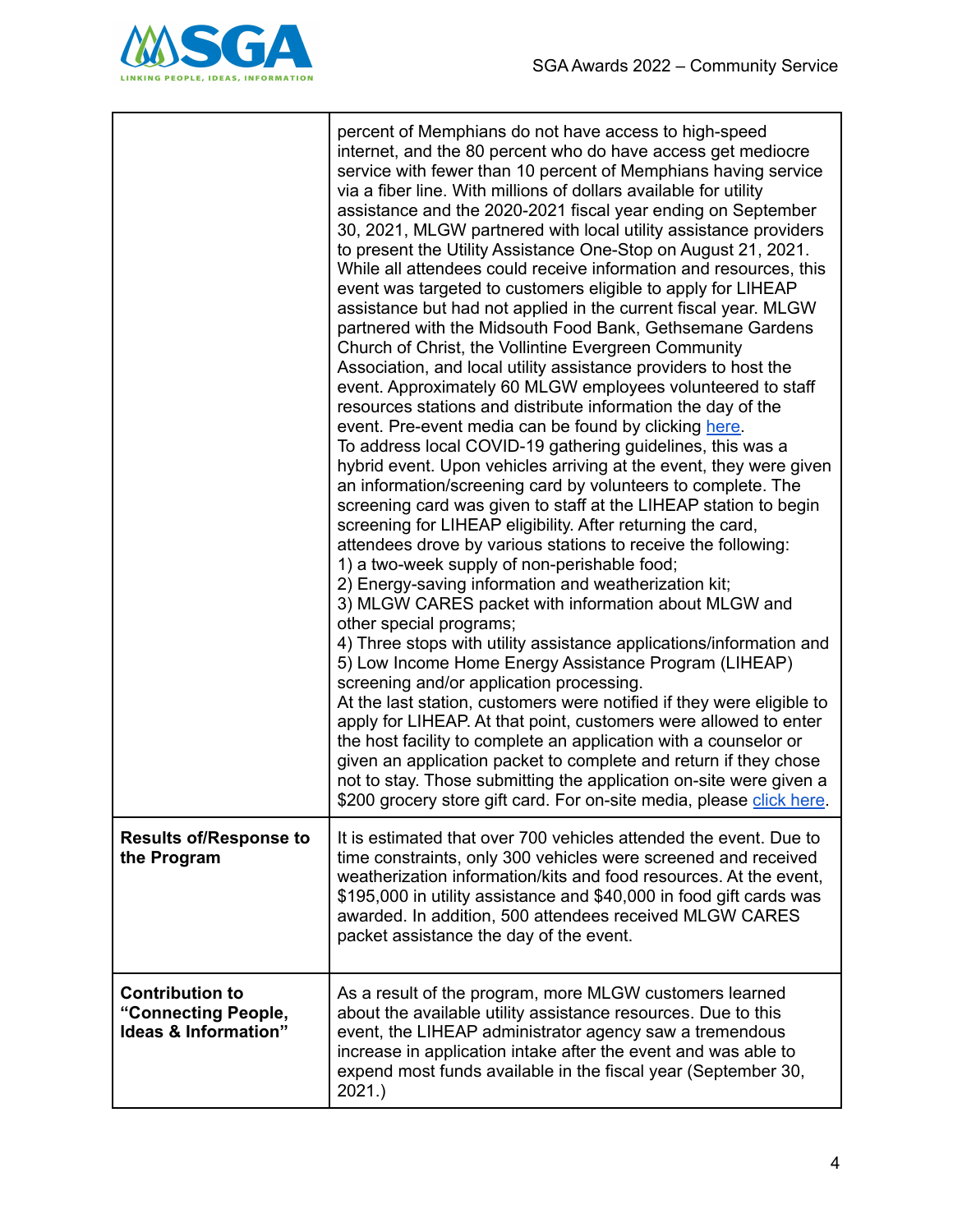| | |
|---|---|
| | percent of Memphians do not have access to high-speed internet, and the 80 percent who do have access get mediocre service with fewer than 10 percent of Memphians having service via a fiber line. With millions of dollars available for utility assistance and the 2020-2021 fiscal year ending on September 30, 2021, MLGW partnered with local utility assistance providers to present the Utility Assistance One-Stop on August 21, 2021. While all attendees could receive information and resources, this event was targeted to customers eligible to apply for LIHEAP assistance but had not applied in the current fiscal year. MLGW partnered with the Midsouth Food Bank, Gethsemane Gardens Church of Christ, the Vollintine Evergreen Community Association, and local utility assistance providers to host the event. Approximately 60 MLGW employees volunteered to staff resources stations and distribute information the day of the event. Pre-event media can be found by clicking here.<br>To address local COVID-19 gathering guidelines, this was a hybrid event. Upon vehicles arriving at the event, they were given an information/screening card by volunteers to complete. The screening card was given to staff at the LIHEAP station to begin screening for LIHEAP eligibility. After returning the card, attendees drove by various stations to receive the following:<br>1) a two-week supply of non-perishable food;<br>2) Energy-saving information and weatherization kit;<br>3) MLGW CARES packet with information about MLGW and other special programs;<br>4) Three stops with utility assistance applications/information and<br>5) Low Income Home Energy Assistance Program (LIHEAP) screening and/or application processing.<br>At the last station, customers were notified if they were eligible to apply for LIHEAP. At that point, customers were allowed to enter the host facility to complete an application with a counselor or given an application packet to complete and return if they chose not to stay. Those submitting the application on-site were given a $200 grocery store gift card. For on-site media, please click here. |
| **Results of/Response to the Program** | It is estimated that over 700 vehicles attended the event. Due to time constraints, only 300 vehicles were screened and received weatherization information/kits and food resources. At the event, $195,000 in utility assistance and $40,000 in food gift cards was awarded. In addition, 500 attendees received MLGW CARES packet assistance the day of the event. |
| **Contribution to "Connecting People, Ideas & Information"** | As a result of the program, more MLGW customers learned about the available utility assistance resources. Due to this event, the LIHEAP administrator agency saw a tremendous increase in application intake after the event and was able to expend most funds available in the fiscal year (September 30, 2021.) |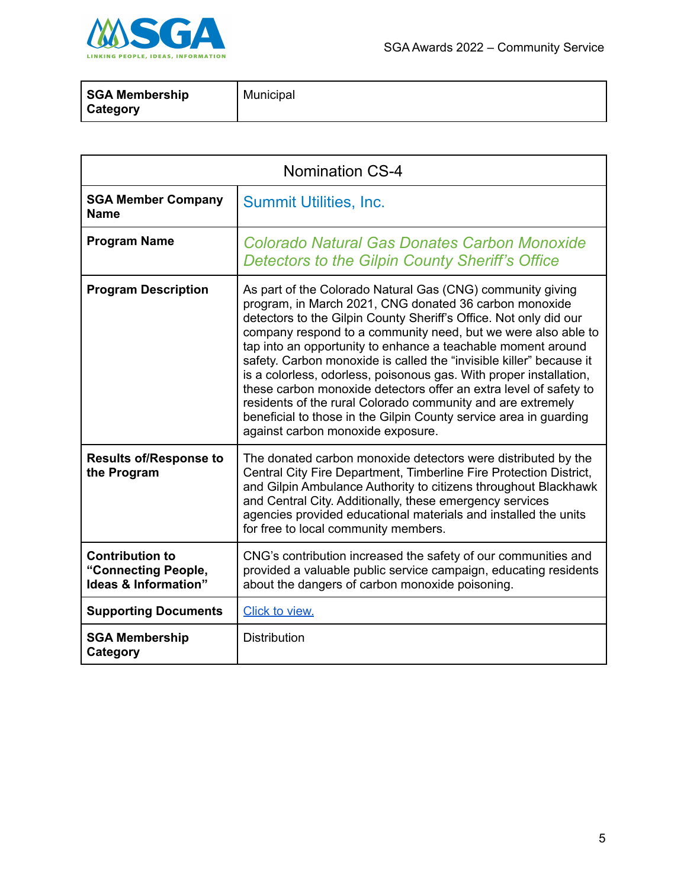| SGA Membership Category | Municipal |
|---|---|

| Nomination CS-4 | |
|---|---|
| **SGA Member Company Name** | Summit Utilities, Inc. |
| **Program Name** | *Colorado Natural Gas Donates Carbon Monoxide Detectors to the Gilpin County Sheriff's Office* |
| **Program Description** | As part of the Colorado Natural Gas (CNG) community giving program, in March 2021, CNG donated 36 carbon monoxide detectors to the Gilpin County Sheriff's Office. Not only did our company respond to a community need, but we were also able to tap into an opportunity to enhance a teachable moment around safety. Carbon monoxide is called the "invisible killer" because it is a colorless, odorless, poisonous gas. With proper installation, these carbon monoxide detectors offer an extra level of safety to residents of the rural Colorado community and are extremely beneficial to those in the Gilpin County service area in guarding against carbon monoxide exposure. |
| **Results of/Response to the Program** | The donated carbon monoxide detectors were distributed by the Central City Fire Department, Timberline Fire Protection District, and Gilpin Ambulance Authority to citizens throughout Blackhawk and Central City. Additionally, these emergency services agencies provided educational materials and installed the units for free to local community members. |
| **Contribution to "Connecting People, Ideas & Information"** | CNG's contribution increased the safety of our communities and provided a valuable public service campaign, educating residents about the dangers of carbon monoxide poisoning. |
| **Supporting Documents** | Click to view. |
| **SGA Membership Category** | Distribution |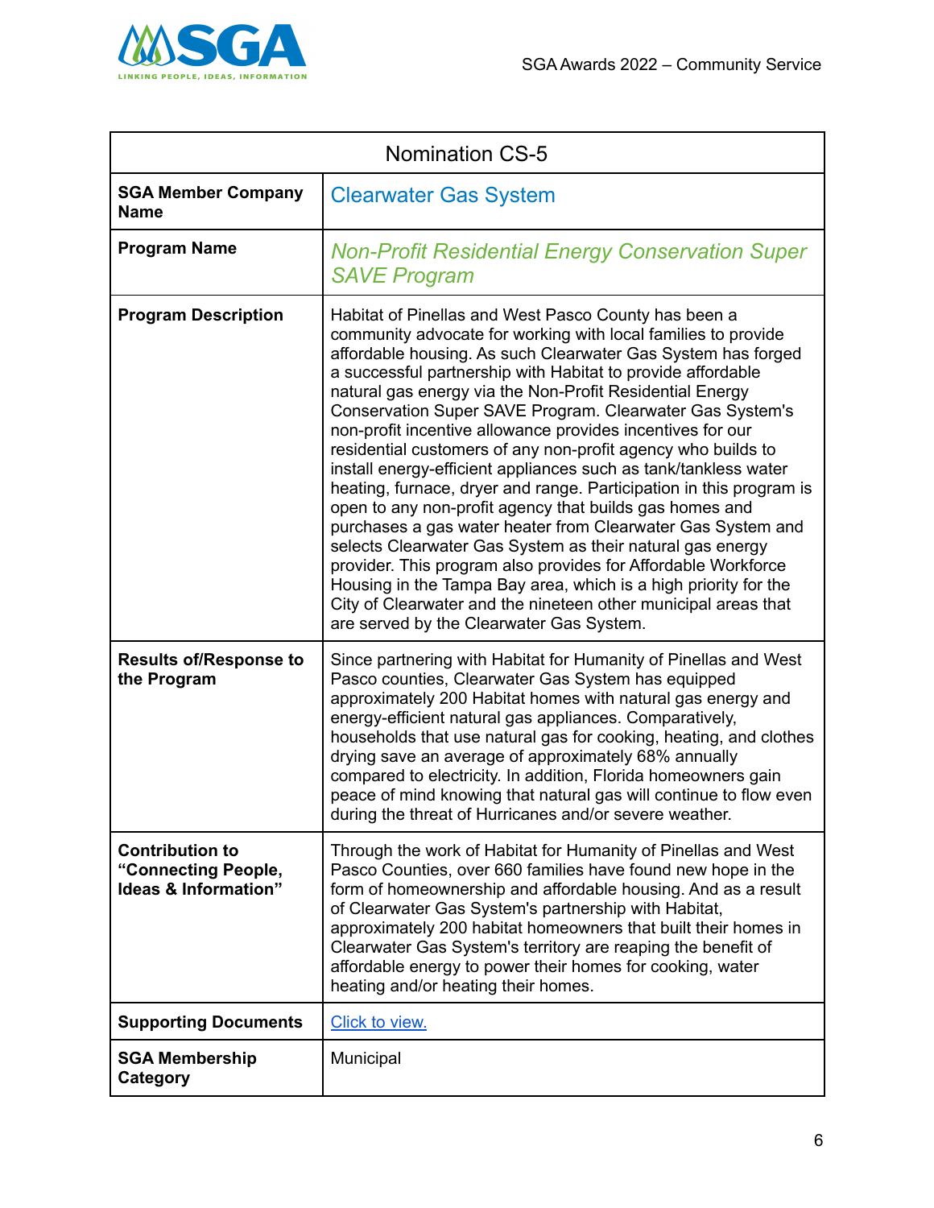| Nomination CS-5 | |
|---|---|
| **SGA Member Company Name** | Clearwater Gas System |
| **Program Name** | *Non-Profit Residential Energy Conservation Super SAVE Program* |
| **Program Description** | Habitat of Pinellas and West Pasco County has been a community advocate for working with local families to provide affordable housing. As such Clearwater Gas System has forged a successful partnership with Habitat to provide affordable natural gas energy via the Non-Profit Residential Energy Conservation Super SAVE Program. Clearwater Gas System's non-profit incentive allowance provides incentives for our residential customers of any non-profit agency who builds to install energy-efficient appliances such as tank/tankless water heating, furnace, dryer and range. Participation in this program is open to any non-profit agency that builds gas homes and purchases a gas water heater from Clearwater Gas System and selects Clearwater Gas System as their natural gas energy provider. This program also provides for Affordable Workforce Housing in the Tampa Bay area, which is a high priority for the City of Clearwater and the nineteen other municipal areas that are served by the Clearwater Gas System. |
| **Results of/Response to the Program** | Since partnering with Habitat for Humanity of Pinellas and West Pasco counties, Clearwater Gas System has equipped approximately 200 Habitat homes with natural gas energy and energy-efficient natural gas appliances. Comparatively, households that use natural gas for cooking, heating, and clothes drying save an average of approximately 68% annually compared to electricity. In addition, Florida homeowners gain peace of mind knowing that natural gas will continue to flow even during the threat of Hurricanes and/or severe weather. |
| **Contribution to "Connecting People, Ideas & Information"** | Through the work of Habitat for Humanity of Pinellas and West Pasco Counties, over 660 families have found new hope in the form of homeownership and affordable housing. And as a result of Clearwater Gas System's partnership with Habitat, approximately 200 habitat homeowners that built their homes in Clearwater Gas System's territory are reaping the benefit of affordable energy to power their homes for cooking, water heating and/or heating their homes. |
| **Supporting Documents** | Click to view. |
| **SGA Membership Category** | Municipal |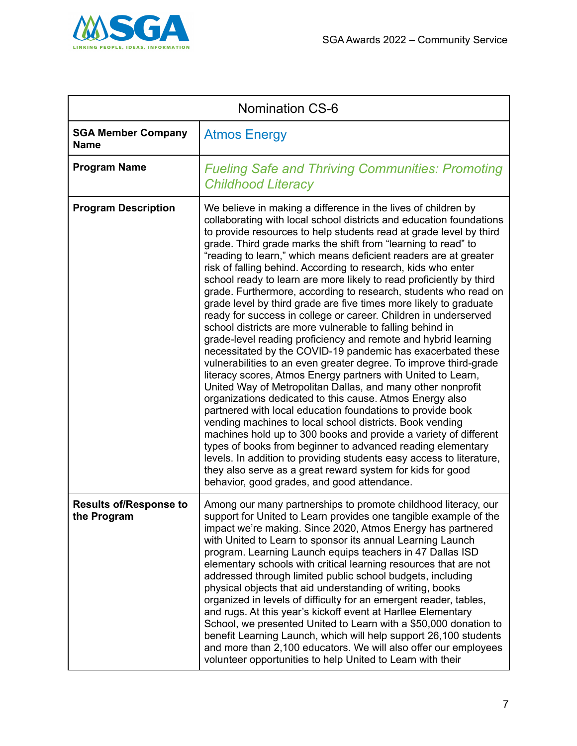| Nomination CS-6 | |
|---|---|
| **SGA Member Company Name** | Atmos Energy |
| **Program Name** | *Fueling Safe and Thriving Communities: Promoting Childhood Literacy* |
| **Program Description** | We believe in making a difference in the lives of children by collaborating with local school districts and education foundations to provide resources to help students read at grade level by third grade. Third grade marks the shift from "learning to read" to "reading to learn," which means deficient readers are at greater risk of falling behind. According to research, kids who enter school ready to learn are more likely to read proficiently by third grade. Furthermore, according to research, students who read on grade level by third grade are five times more likely to graduate ready for success in college or career. Children in underserved school districts are more vulnerable to falling behind in grade-level reading proficiency and remote and hybrid learning necessitated by the COVID-19 pandemic has exacerbated these vulnerabilities to an even greater degree. To improve third-grade literacy scores, Atmos Energy partners with United to Learn, United Way of Metropolitan Dallas, and many other nonprofit organizations dedicated to this cause. Atmos Energy also partnered with local education foundations to provide book vending machines to local school districts. Book vending machines hold up to 300 books and provide a variety of different types of books from beginner to advanced reading elementary levels. In addition to providing students easy access to literature, they also serve as a great reward system for kids for good behavior, good grades, and good attendance. |
| **Results of/Response to the Program** | Among our many partnerships to promote childhood literacy, our support for United to Learn provides one tangible example of the impact we're making. Since 2020, Atmos Energy has partnered with United to Learn to sponsor its annual Learning Launch program. Learning Launch equips teachers in 47 Dallas ISD elementary schools with critical learning resources that are not addressed through limited public school budgets, including physical objects that aid understanding of writing, books organized in levels of difficulty for an emergent reader, tables, and rugs. At this year's kickoff event at Harllee Elementary School, we presented United to Learn with a $50,000 donation to benefit Learning Launch, which will help support 26,100 students and more than 2,100 educators. We will also offer our employees volunteer opportunities to help United to Learn with their |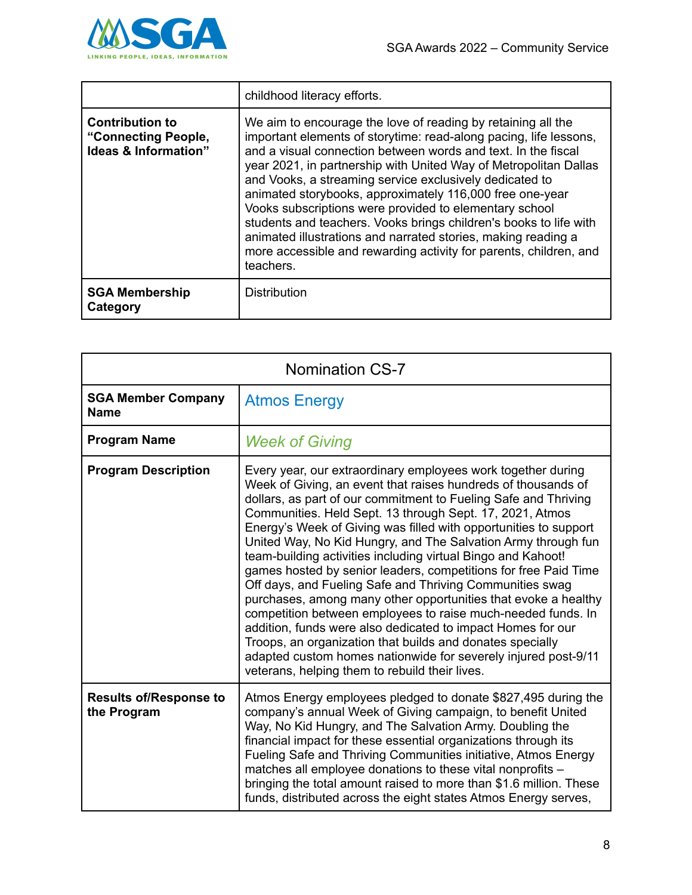|  |  |
|---|---|
|  | childhood literacy efforts. |
| **Contribution to "Connecting People, Ideas & Information"** | We aim to encourage the love of reading by retaining all the important elements of storytime: read-along pacing, life lessons, and a visual connection between words and text. In the fiscal year 2021, in partnership with United Way of Metropolitan Dallas and Vooks, a streaming service exclusively dedicated to animated storybooks, approximately 116,000 free one-year Vooks subscriptions were provided to elementary school students and teachers. Vooks brings children's books to life with animated illustrations and narrated stories, making reading a more accessible and rewarding activity for parents, children, and teachers. |
| **SGA Membership Category** | Distribution |

| Nomination CS-7 | |
|---|---|
| **SGA Member Company Name** | Atmos Energy |
| **Program Name** | *Week of Giving* |
| **Program Description** | Every year, our extraordinary employees work together during Week of Giving, an event that raises hundreds of thousands of dollars, as part of our commitment to Fueling Safe and Thriving Communities. Held Sept. 13 through Sept. 17, 2021, Atmos Energy's Week of Giving was filled with opportunities to support United Way, No Kid Hungry, and The Salvation Army through fun team-building activities including virtual Bingo and Kahoot! games hosted by senior leaders, competitions for free Paid Time Off days, and Fueling Safe and Thriving Communities swag purchases, among many other opportunities that evoke a healthy competition between employees to raise much-needed funds. In addition, funds were also dedicated to impact Homes for our Troops, an organization that builds and donates specially adapted custom homes nationwide for severely injured post-9/11 veterans, helping them to rebuild their lives. |
| **Results of/Response to the Program** | Atmos Energy employees pledged to donate $827,495 during the company's annual Week of Giving campaign, to benefit United Way, No Kid Hungry, and The Salvation Army. Doubling the financial impact for these essential organizations through its Fueling Safe and Thriving Communities initiative, Atmos Energy matches all employee donations to these vital nonprofits – bringing the total amount raised to more than $1.6 million. These funds, distributed across the eight states Atmos Energy serves, |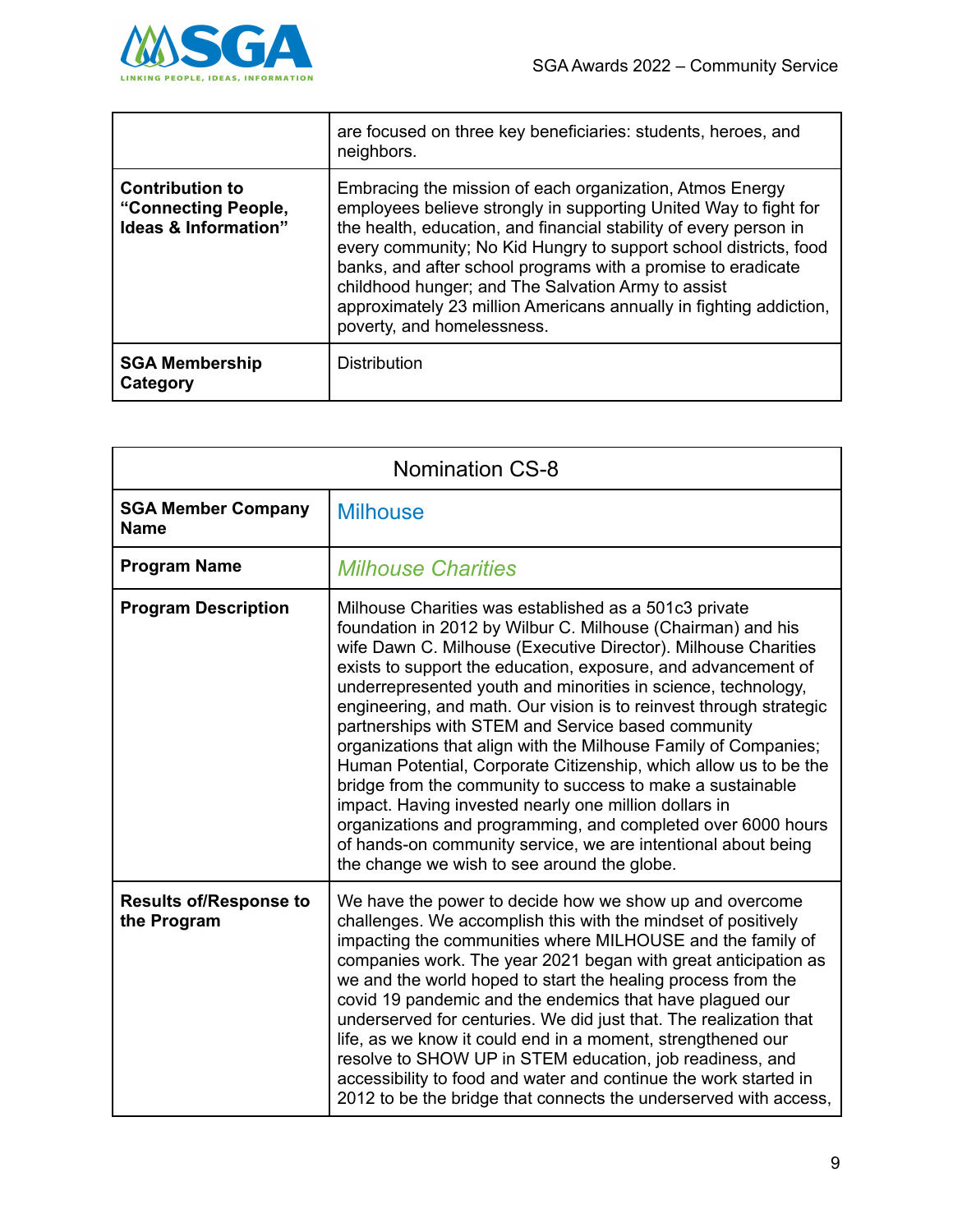| | |
|---|---|
| | are focused on three key beneficiaries: students, heroes, and neighbors. |
| **Contribution to "Connecting People, Ideas & Information"** | Embracing the mission of each organization, Atmos Energy employees believe strongly in supporting United Way to fight for the health, education, and financial stability of every person in every community; No Kid Hungry to support school districts, food banks, and after school programs with a promise to eradicate childhood hunger; and The Salvation Army to assist approximately 23 million Americans annually in fighting addiction, poverty, and homelessness. |
| **SGA Membership Category** | Distribution |

| Nomination CS-8 | |
|---|---|
| **SGA Member Company Name** | Milhouse |
| **Program Name** | *Milhouse Charities* |
| **Program Description** | Milhouse Charities was established as a 501c3 private foundation in 2012 by Wilbur C. Milhouse (Chairman) and his wife Dawn C. Milhouse (Executive Director). Milhouse Charities exists to support the education, exposure, and advancement of underrepresented youth and minorities in science, technology, engineering, and math. Our vision is to reinvest through strategic partnerships with STEM and Service based community organizations that align with the Milhouse Family of Companies; Human Potential, Corporate Citizenship, which allow us to be the bridge from the community to success to make a sustainable impact. Having invested nearly one million dollars in organizations and programming, and completed over 6000 hours of hands-on community service, we are intentional about being the change we wish to see around the globe. |
| **Results of/Response to the Program** | We have the power to decide how we show up and overcome challenges. We accomplish this with the mindset of positively impacting the communities where MILHOUSE and the family of companies work. The year 2021 began with great anticipation as we and the world hoped to start the healing process from the covid 19 pandemic and the endemics that have plagued our underserved for centuries. We did just that. The realization that life, as we know it could end in a moment, strengthened our resolve to SHOW UP in STEM education, job readiness, and accessibility to food and water and continue the work started in 2012 to be the bridge that connects the underserved with access, |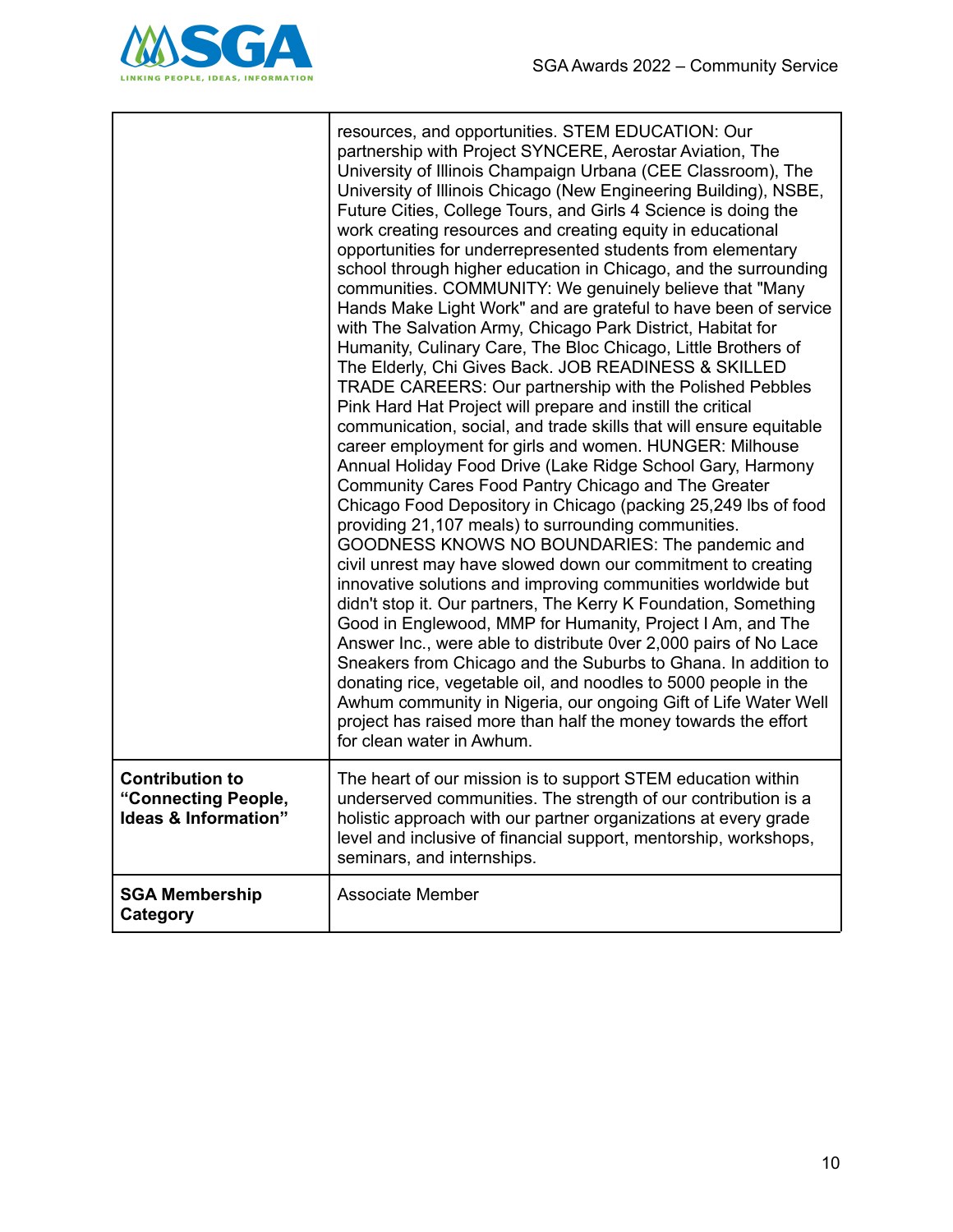| | |
|---|---|
| | resources, and opportunities. STEM EDUCATION: Our partnership with Project SYNCERE, Aerostar Aviation, The University of Illinois Champaign Urbana (CEE Classroom), The University of Illinois Chicago (New Engineering Building), NSBE, Future Cities, College Tours, and Girls 4 Science is doing the work creating resources and creating equity in educational opportunities for underrepresented students from elementary school through higher education in Chicago, and the surrounding communities. COMMUNITY: We genuinely believe that "Many Hands Make Light Work" and are grateful to have been of service with The Salvation Army, Chicago Park District, Habitat for Humanity, Culinary Care, The Bloc Chicago, Little Brothers of The Elderly, Chi Gives Back. JOB READINESS & SKILLED TRADE CAREERS: Our partnership with the Polished Pebbles Pink Hard Hat Project will prepare and instill the critical communication, social, and trade skills that will ensure equitable career employment for girls and women. HUNGER: Milhouse Annual Holiday Food Drive (Lake Ridge School Gary, Harmony Community Cares Food Pantry Chicago and The Greater Chicago Food Depository in Chicago (packing 25,249 lbs of food providing 21,107 meals) to surrounding communities. GOODNESS KNOWS NO BOUNDARIES: The pandemic and civil unrest may have slowed down our commitment to creating innovative solutions and improving communities worldwide but didn't stop it. Our partners, The Kerry K Foundation, Something Good in Englewood, MMP for Humanity, Project I Am, and The Answer Inc., were able to distribute 0ver 2,000 pairs of No Lace Sneakers from Chicago and the Suburbs to Ghana. In addition to donating rice, vegetable oil, and noodles to 5000 people in the Awhum community in Nigeria, our ongoing Gift of Life Water Well project has raised more than half the money towards the effort for clean water in Awhum. |
| **Contribution to "Connecting People, Ideas & Information"** | The heart of our mission is to support STEM education within underserved communities. The strength of our contribution is a holistic approach with our partner organizations at every grade level and inclusive of financial support, mentorship, workshops, seminars, and internships. |
| **SGA Membership Category** | Associate Member |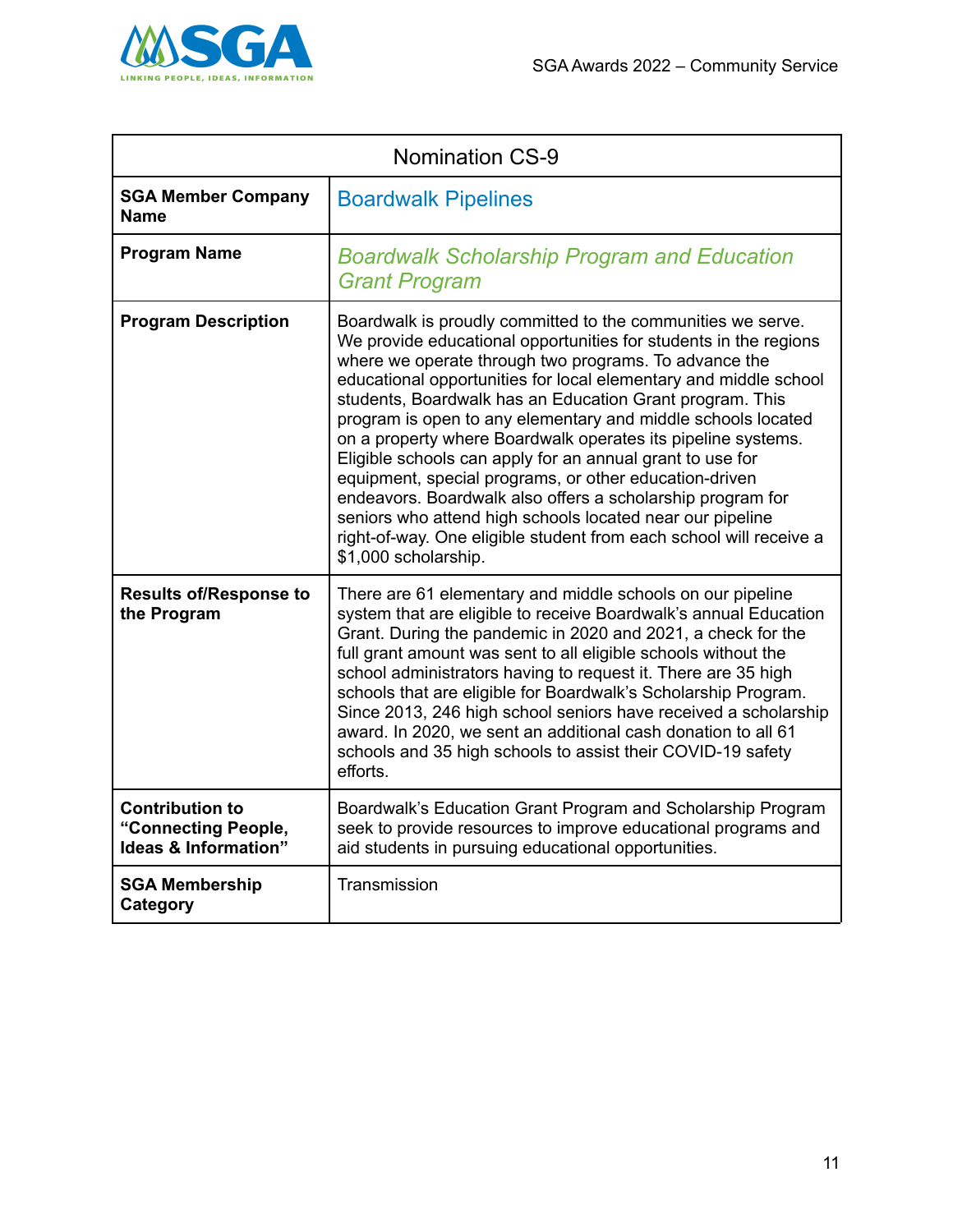| Nomination CS-9 | |
|---|---|
| **SGA Member Company Name** | Boardwalk Pipelines |
| **Program Name** | *Boardwalk Scholarship Program and Education Grant Program* |
| **Program Description** | Boardwalk is proudly committed to the communities we serve. We provide educational opportunities for students in the regions where we operate through two programs. To advance the educational opportunities for local elementary and middle school students, Boardwalk has an Education Grant program. This program is open to any elementary and middle schools located on a property where Boardwalk operates its pipeline systems. Eligible schools can apply for an annual grant to use for equipment, special programs, or other education-driven endeavors. Boardwalk also offers a scholarship program for seniors who attend high schools located near our pipeline right-of-way. One eligible student from each school will receive a $1,000 scholarship. |
| **Results of/Response to the Program** | There are 61 elementary and middle schools on our pipeline system that are eligible to receive Boardwalk's annual Education Grant. During the pandemic in 2020 and 2021, a check for the full grant amount was sent to all eligible schools without the school administrators having to request it. There are 35 high schools that are eligible for Boardwalk's Scholarship Program. Since 2013, 246 high school seniors have received a scholarship award. In 2020, we sent an additional cash donation to all 61 schools and 35 high schools to assist their COVID-19 safety efforts. |
| **Contribution to "Connecting People, Ideas & Information"** | Boardwalk's Education Grant Program and Scholarship Program seek to provide resources to improve educational programs and aid students in pursuing educational opportunities. |
| **SGA Membership Category** | Transmission |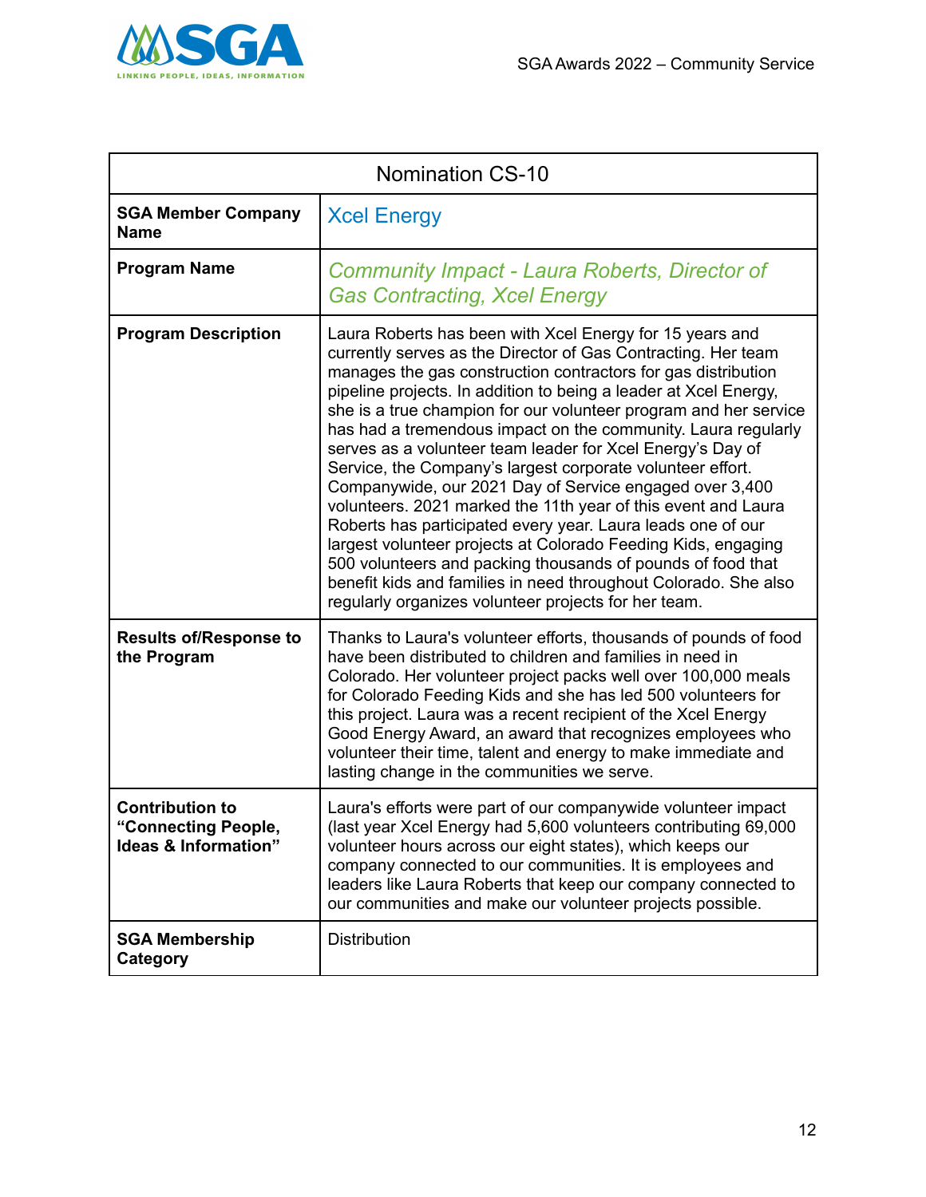| Nomination CS-10 | |
|---|---|
| **SGA Member Company Name** | Xcel Energy |
| **Program Name** | *Community Impact - Laura Roberts, Director of Gas Contracting, Xcel Energy* |
| **Program Description** | Laura Roberts has been with Xcel Energy for 15 years and currently serves as the Director of Gas Contracting. Her team manages the gas construction contractors for gas distribution pipeline projects. In addition to being a leader at Xcel Energy, she is a true champion for our volunteer program and her service has had a tremendous impact on the community. Laura regularly serves as a volunteer team leader for Xcel Energy's Day of Service, the Company's largest corporate volunteer effort. Companywide, our 2021 Day of Service engaged over 3,400 volunteers. 2021 marked the 11th year of this event and Laura Roberts has participated every year. Laura leads one of our largest volunteer projects at Colorado Feeding Kids, engaging 500 volunteers and packing thousands of pounds of food that benefit kids and families in need throughout Colorado. She also regularly organizes volunteer projects for her team. |
| **Results of/Response to the Program** | Thanks to Laura's volunteer efforts, thousands of pounds of food have been distributed to children and families in need in Colorado. Her volunteer project packs well over 100,000 meals for Colorado Feeding Kids and she has led 500 volunteers for this project. Laura was a recent recipient of the Xcel Energy Good Energy Award, an award that recognizes employees who volunteer their time, talent and energy to make immediate and lasting change in the communities we serve. |
| **Contribution to "Connecting People, Ideas & Information"** | Laura's efforts were part of our companywide volunteer impact (last year Xcel Energy had 5,600 volunteers contributing 69,000 volunteer hours across our eight states), which keeps our company connected to our communities. It is employees and leaders like Laura Roberts that keep our company connected to our communities and make our volunteer projects possible. |
| **SGA Membership Category** | Distribution |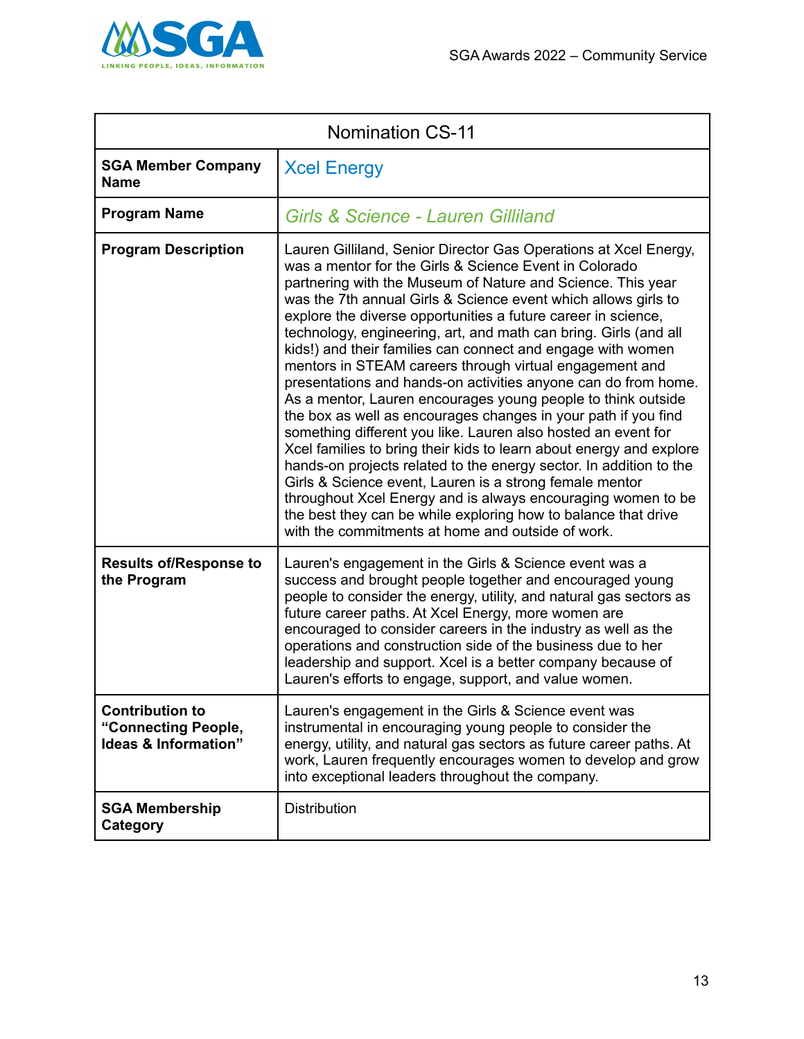| Nomination CS-11 | |
|---|---|
| **SGA Member Company Name** | Xcel Energy |
| **Program Name** | *Girls & Science - Lauren Gilliland* |
| **Program Description** | Lauren Gilliland, Senior Director Gas Operations at Xcel Energy, was a mentor for the Girls & Science Event in Colorado partnering with the Museum of Nature and Science. This year was the 7th annual Girls & Science event which allows girls to explore the diverse opportunities a future career in science, technology, engineering, art, and math can bring. Girls (and all kids!) and their families can connect and engage with women mentors in STEAM careers through virtual engagement and presentations and hands-on activities anyone can do from home. As a mentor, Lauren encourages young people to think outside the box as well as encourages changes in your path if you find something different you like. Lauren also hosted an event for Xcel families to bring their kids to learn about energy and explore hands-on projects related to the energy sector. In addition to the Girls & Science event, Lauren is a strong female mentor throughout Xcel Energy and is always encouraging women to be the best they can be while exploring how to balance that drive with the commitments at home and outside of work. |
| **Results of/Response to the Program** | Lauren's engagement in the Girls & Science event was a success and brought people together and encouraged young people to consider the energy, utility, and natural gas sectors as future career paths. At Xcel Energy, more women are encouraged to consider careers in the industry as well as the operations and construction side of the business due to her leadership and support. Xcel is a better company because of Lauren's efforts to engage, support, and value women. |
| **Contribution to "Connecting People, Ideas & Information"** | Lauren's engagement in the Girls & Science event was instrumental in encouraging young people to consider the energy, utility, and natural gas sectors as future career paths. At work, Lauren frequently encourages women to develop and grow into exceptional leaders throughout the company. |
| **SGA Membership Category** | Distribution |